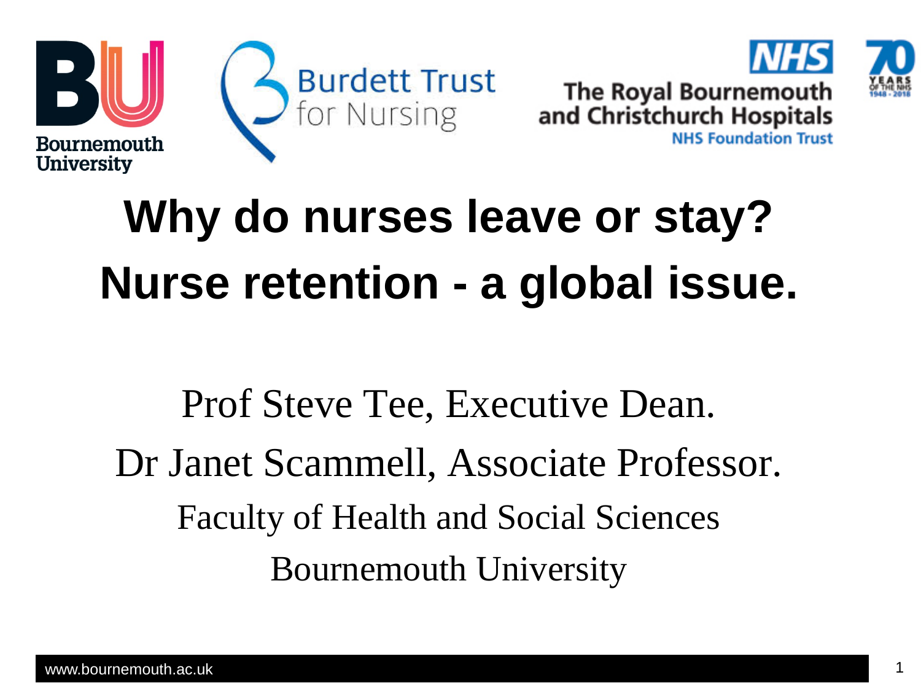Bournemouth University

Burdett Trust for Nursing

NHS The Royal Bournemouth and Christchurch Hospitals NHS Foundation Trust

# Why do nurses leave or stay? Nurse retention - a global issue.

Prof Steve Tee, Executive Dean.

Dr Janet Scammell, Associate Professor.

Faculty of Health and Social Sciences

Bournemouth University

www.bournemouth.ac.uk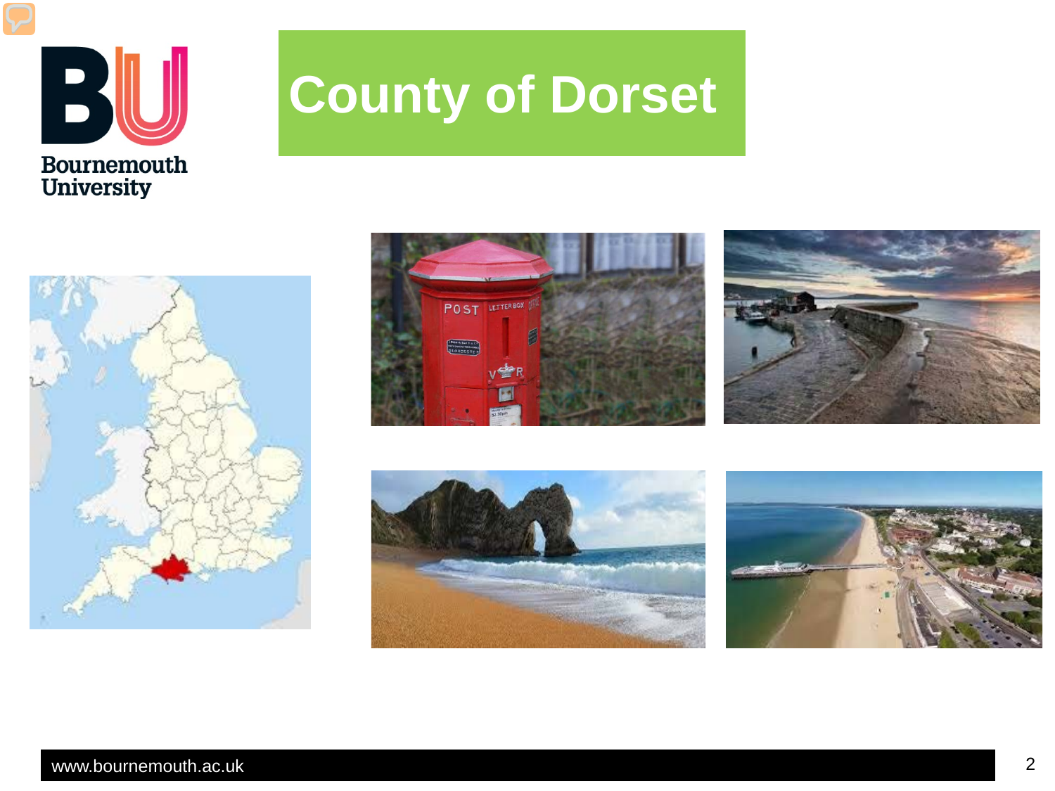# County of Dorset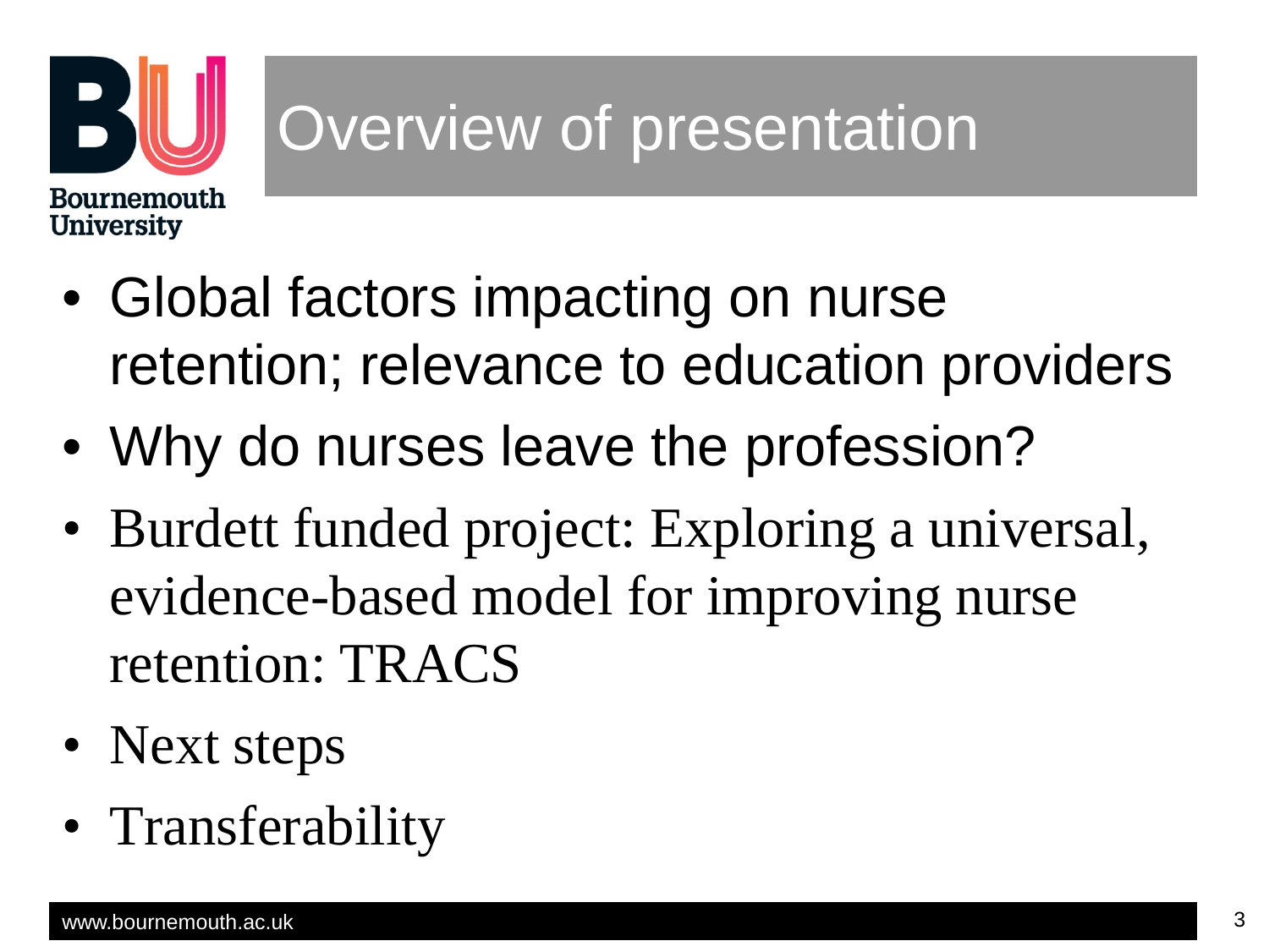# Overview of presentation

- Global factors impacting on nurse retention; relevance to education providers
- Why do nurses leave the profession?
- Burdett funded project: Exploring a universal, evidence-based model for improving nurse retention: TRACS
- Next steps
- Transferability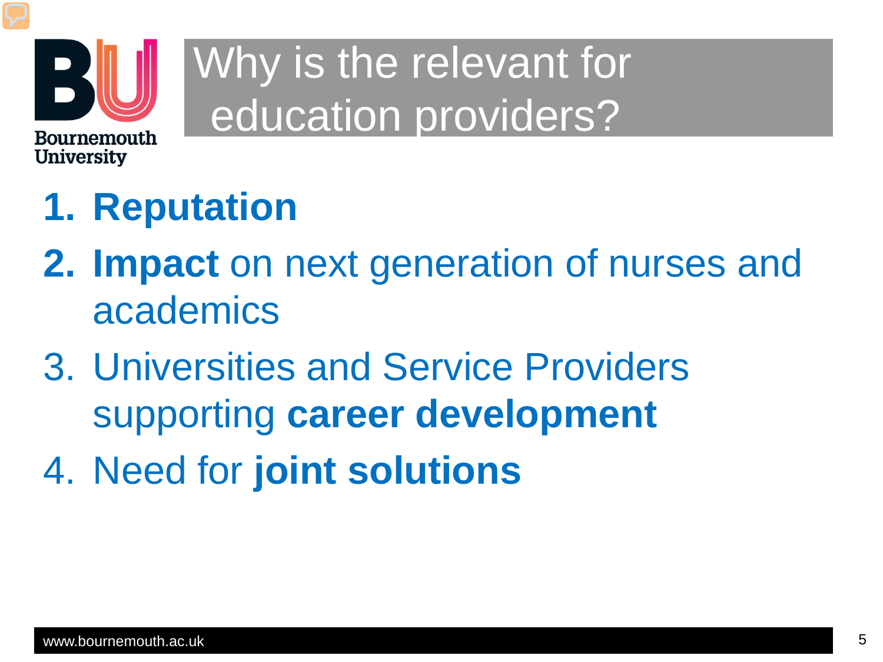# Why is the relevant for education providers?

1. **Reputation**
2. **Impact** on next generation of nurses and academics
3. Universities and Service Providers supporting **career development**
4. Need for **joint solutions**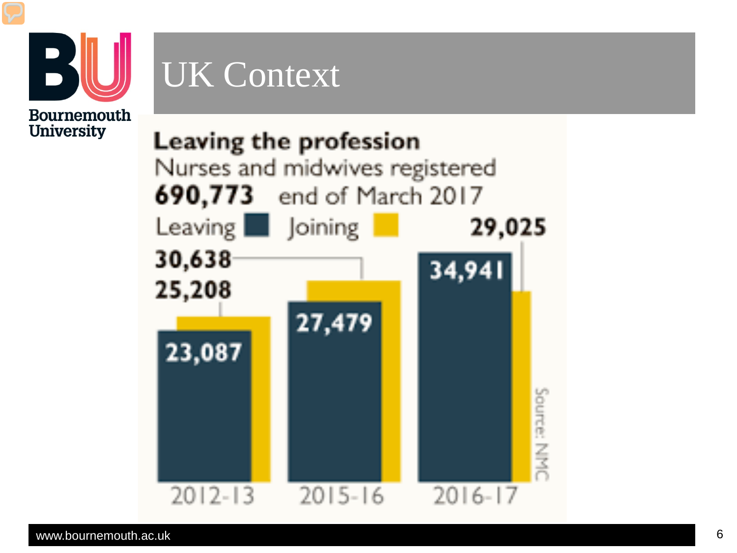# UK Context

**Leaving the profession**

Nurses and midwives registered

**690,773** end of March 2017

| Year | Leaving | Joining |
|---|---|---|
| 2012-13 | 23,087 | 25,208 |
| 2015-16 | 27,479 | 30,638 |
| 2016-17 | 34,941 | 29,025 |

Source: NMC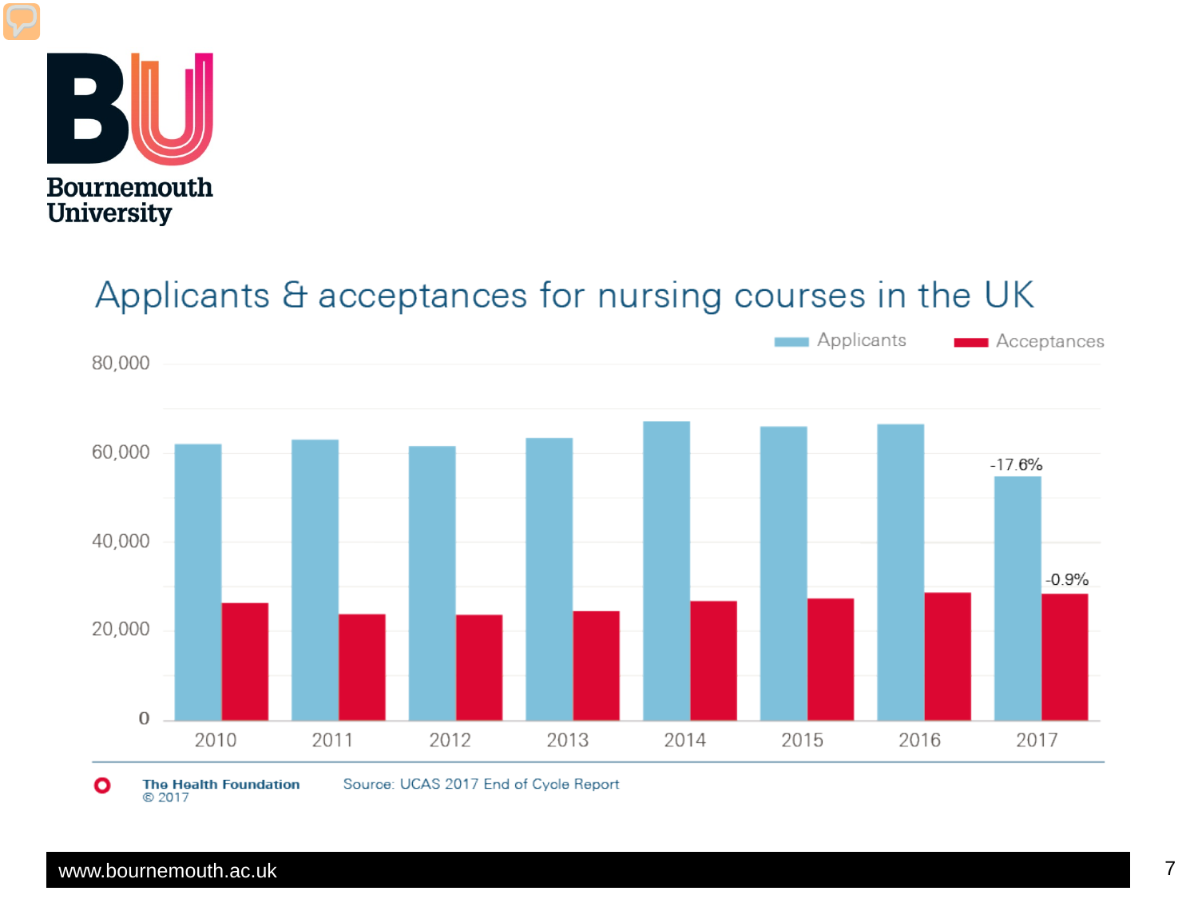# Applicants & acceptances for nursing courses in the UK

Applicants | Acceptances

80,000
60,000
40,000
20,000
0

-17.6%
-0.9%

2010 2011 2012 2013 2014 2015 2016 2017

The Health Foundation
© 2017

Source: UCAS 2017 End of Cycle Report

www.bournemouth.ac.uk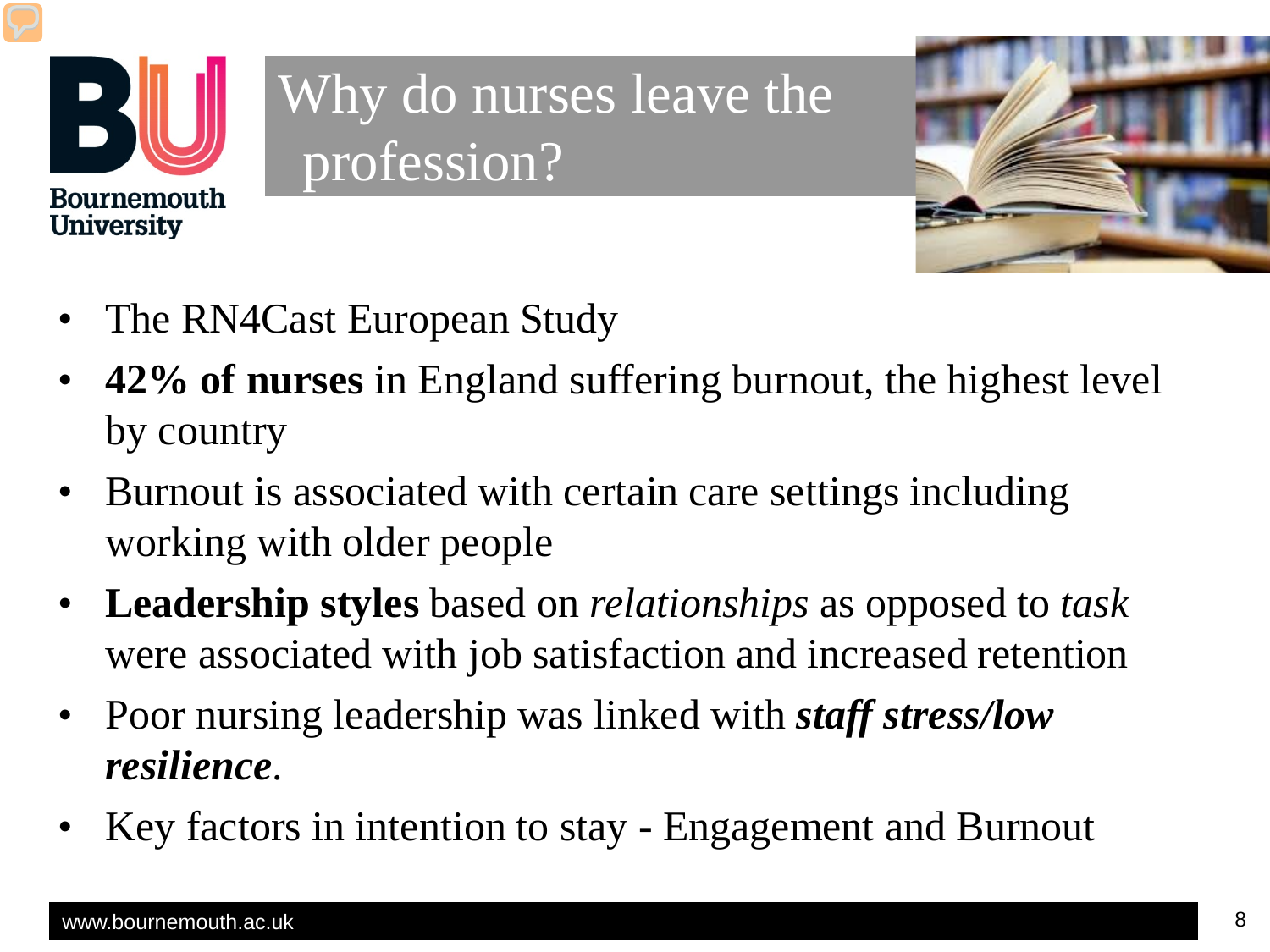# Why do nurses leave the profession?

- The RN4Cast European Study
- **42% of nurses** in England suffering burnout, the highest level by country
- Burnout is associated with certain care settings including working with older people
- **Leadership styles** based on *relationships* as opposed to *task* were associated with job satisfaction and increased retention
- Poor nursing leadership was linked with ***staff stress/low resilience***.
- Key factors in intention to stay - Engagement and Burnout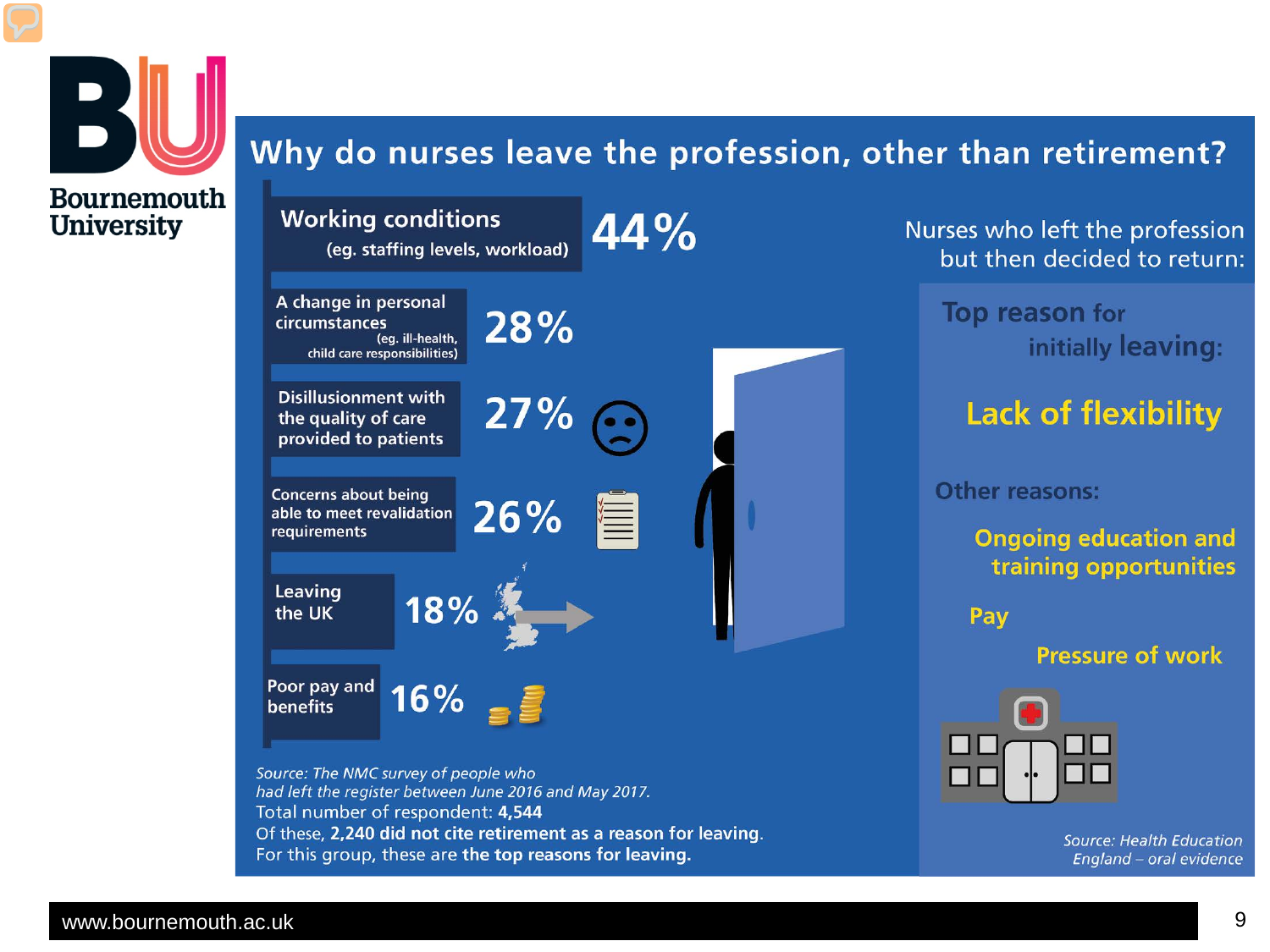# Why do nurses leave the profession, other than retirement?

| Reason | % |
|---|---|
| Working conditions (eg. staffing levels, workload) | 44% |
| A change in personal circumstances (eg. ill-health, child care responsibilities) | 28% |
| Disillusionment with the quality of care provided to patients | 27% |
| Concerns about being able to meet revalidation requirements | 26% |
| Leaving the UK | 18% |
| Poor pay and benefits | 16% |

*Source: The NMC survey of people who had left the register between June 2016 and May 2017.*
Total number of respondent: **4,544**
Of these, **2,240 did not cite retirement as a reason for leaving**.
For this group, these are **the top reasons for leaving**.

## Nurses who left the profession but then decided to return:

**Top reason for initially leaving:**

**Lack of flexibility**

**Other reasons:**

- Ongoing education and training opportunities
- Pay
- Pressure of work

*Source: Health Education England – oral evidence*

www.bournemouth.ac.uk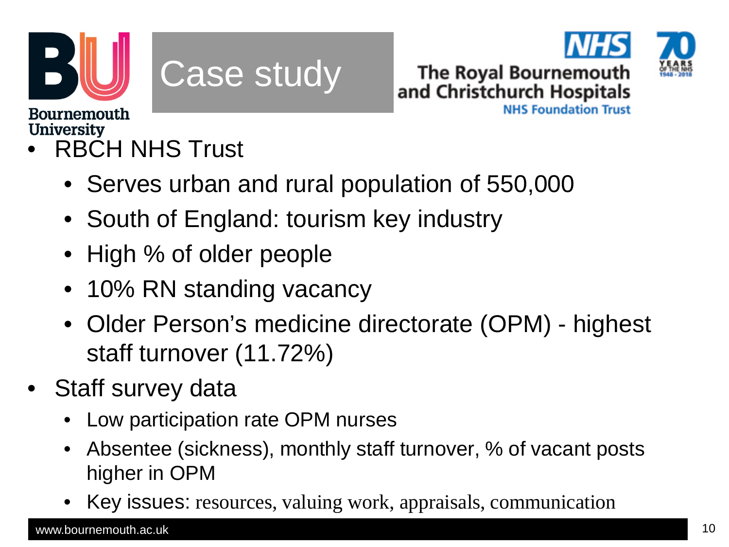# Case study

- RBCH NHS Trust
  - Serves urban and rural population of 550,000
  - South of England: tourism key industry
  - High % of older people
  - 10% RN standing vacancy
  - Older Person's medicine directorate (OPM) - highest staff turnover (11.72%)
- Staff survey data
  - Low participation rate OPM nurses
  - Absentee (sickness), monthly staff turnover, % of vacant posts higher in OPM
  - Key issues: resources, valuing work, appraisals, communication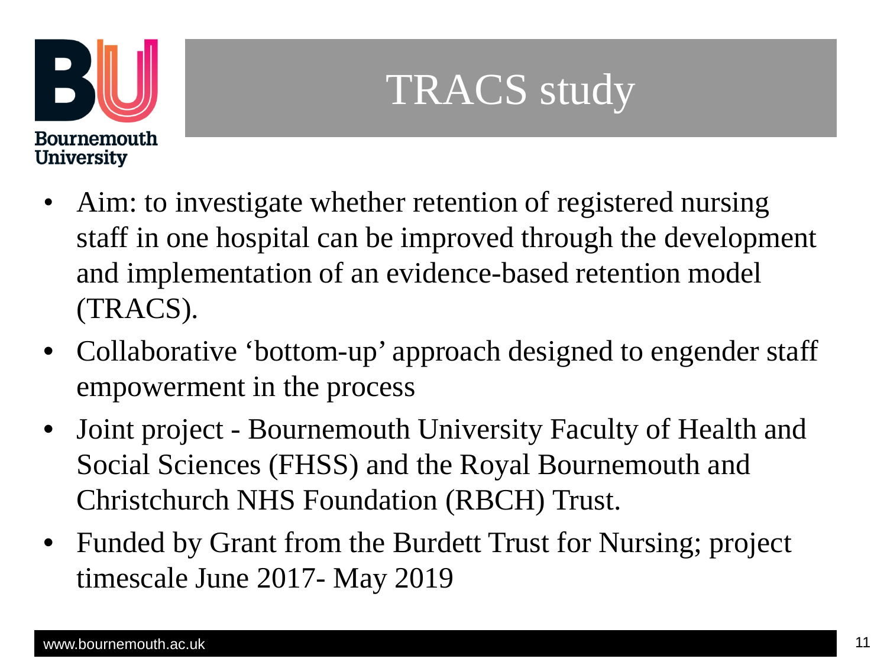# TRACS study

- Aim: to investigate whether retention of registered nursing staff in one hospital can be improved through the development and implementation of an evidence-based retention model (TRACS).
- Collaborative 'bottom-up' approach designed to engender staff empowerment in the process
- Joint project - Bournemouth University Faculty of Health and Social Sciences (FHSS) and the Royal Bournemouth and Christchurch NHS Foundation (RBCH) Trust.
- Funded by Grant from the Burdett Trust for Nursing; project timescale June 2017- May 2019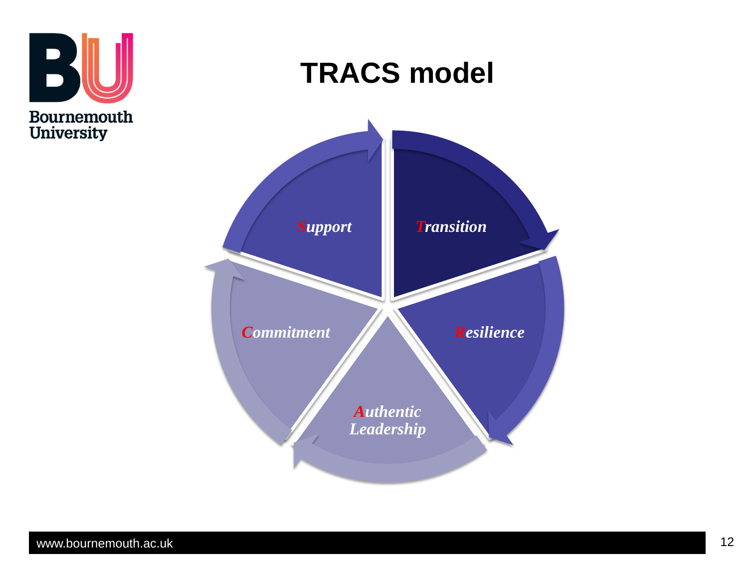# TRACS model

- *Transition*
- *Resilience*
- *Authentic Leadership*
- *Commitment*
- *Support*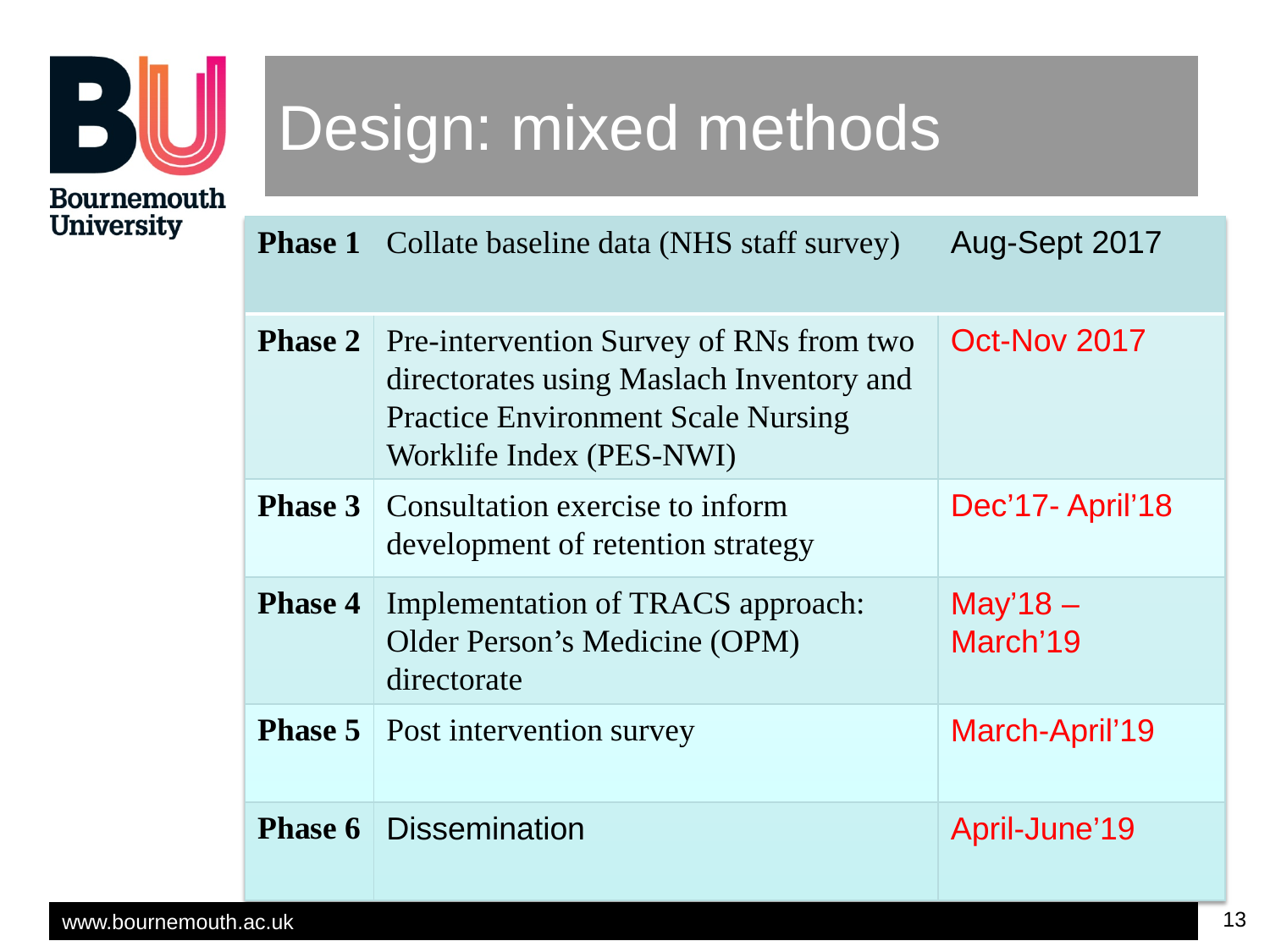# Design: mixed methods

| | | |
|---|---|---|
| **Phase 1** | Collate baseline data (NHS staff survey) | Aug-Sept 2017 |
| **Phase 2** | Pre-intervention Survey of RNs from two directorates using Maslach Inventory and Practice Environment Scale Nursing Worklife Index (PES-NWI) | Oct-Nov 2017 |
| **Phase 3** | Consultation exercise to inform development of retention strategy | Dec'17- April'18 |
| **Phase 4** | Implementation of TRACS approach: Older Person's Medicine (OPM) directorate | May'18 – March'19 |
| **Phase 5** | Post intervention survey | March-April'19 |
| **Phase 6** | Dissemination | April-June'19 |

www.bournemouth.ac.uk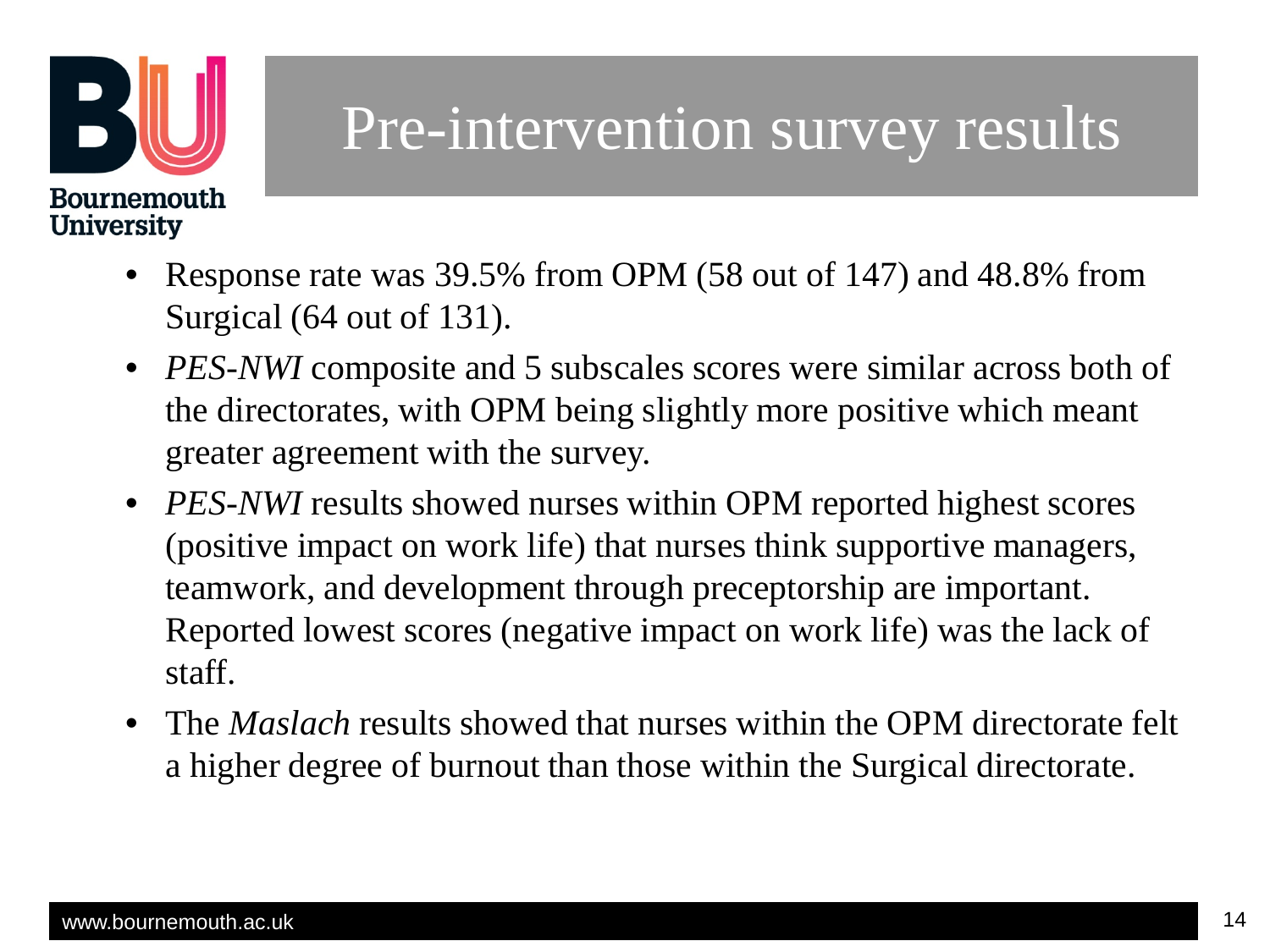# Pre-intervention survey results

- Response rate was 39.5% from OPM (58 out of 147) and 48.8% from Surgical (64 out of 131).
- *PES-NWI* composite and 5 subscales scores were similar across both of the directorates, with OPM being slightly more positive which meant greater agreement with the survey.
- *PES-NWI* results showed nurses within OPM reported highest scores (positive impact on work life) that nurses think supportive managers, teamwork, and development through preceptorship are important. Reported lowest scores (negative impact on work life) was the lack of staff.
- The *Maslach* results showed that nurses within the OPM directorate felt a higher degree of burnout than those within the Surgical directorate.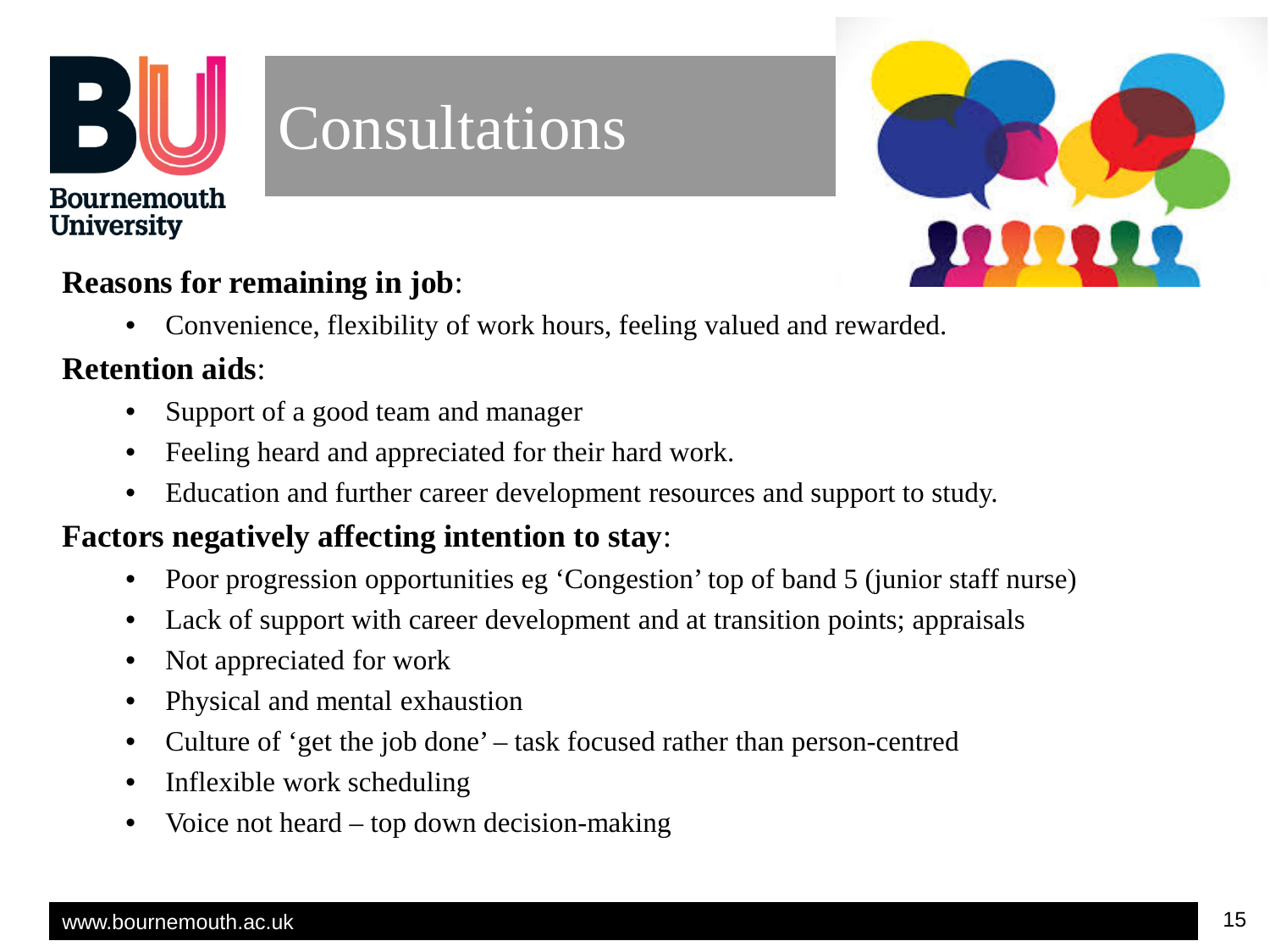# Consultations

**Reasons for remaining in job**:

- Convenience, flexibility of work hours, feeling valued and rewarded.

**Retention aids**:

- Support of a good team and manager
- Feeling heard and appreciated for their hard work.
- Education and further career development resources and support to study.

**Factors negatively affecting intention to stay**:

- Poor progression opportunities eg 'Congestion' top of band 5 (junior staff nurse)
- Lack of support with career development and at transition points; appraisals
- Not appreciated for work
- Physical and mental exhaustion
- Culture of 'get the job done' – task focused rather than person-centred
- Inflexible work scheduling
- Voice not heard – top down decision-making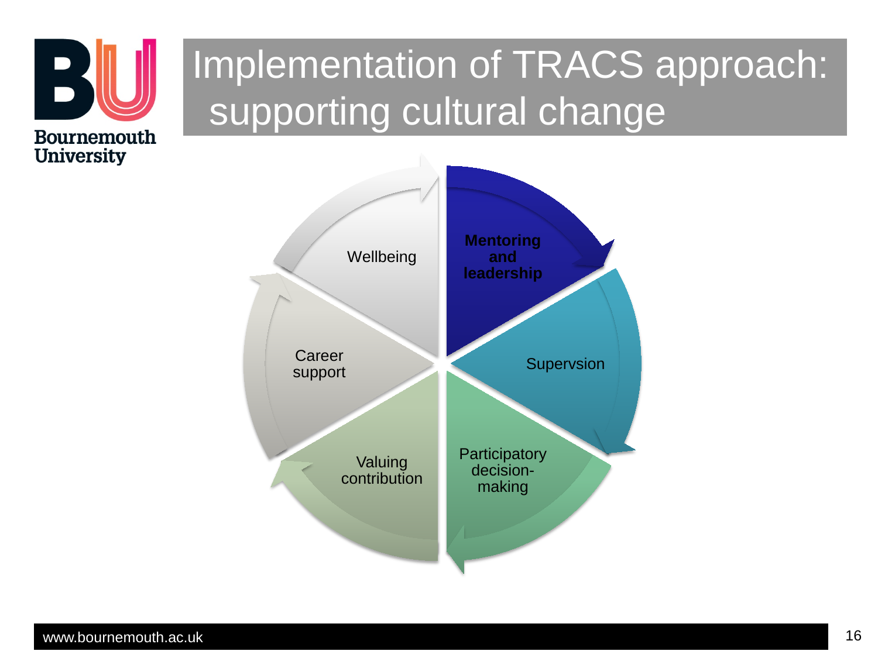# Implementation of TRACS approach: supporting cultural change

- **Mentoring and leadership**
- Supervsion
- Participatory decision-making
- Valuing contribution
- Career support
- Wellbeing

www.bournemouth.ac.uk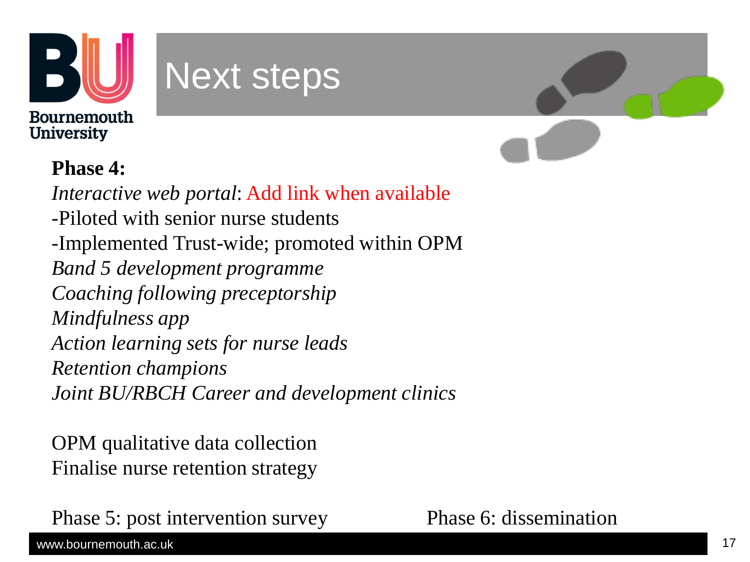# Next steps

**Phase 4:**

*Interactive web portal*: Add link when available

-Piloted with senior nurse students

-Implemented Trust-wide; promoted within OPM

*Band 5 development programme*

*Coaching following preceptorship*

*Mindfulness app*

*Action learning sets for nurse leads*

*Retention champions*

*Joint BU/RBCH Career and development clinics*

OPM qualitative data collection

Finalise nurse retention strategy

Phase 5: post intervention survey

Phase 6: dissemination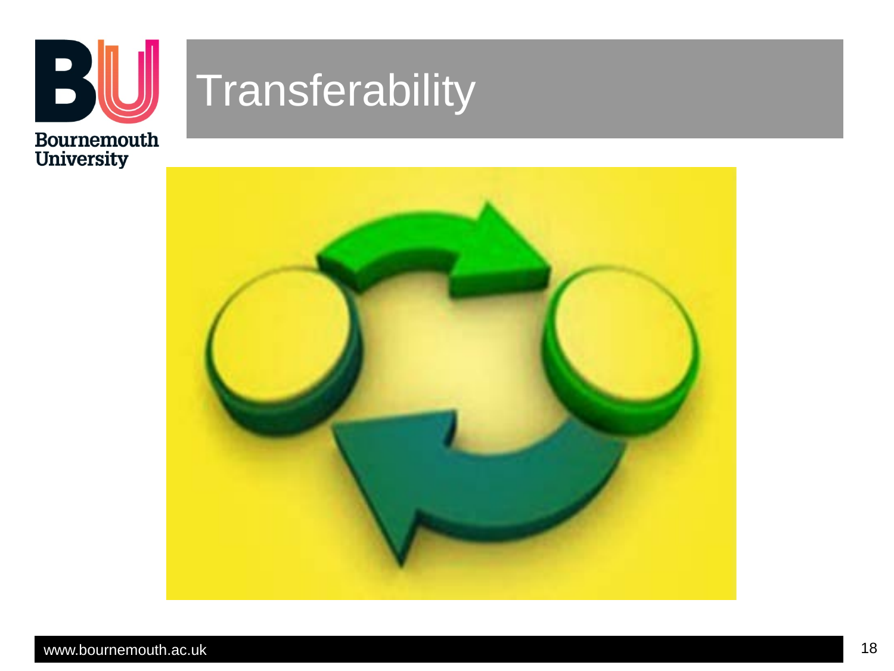# Transferability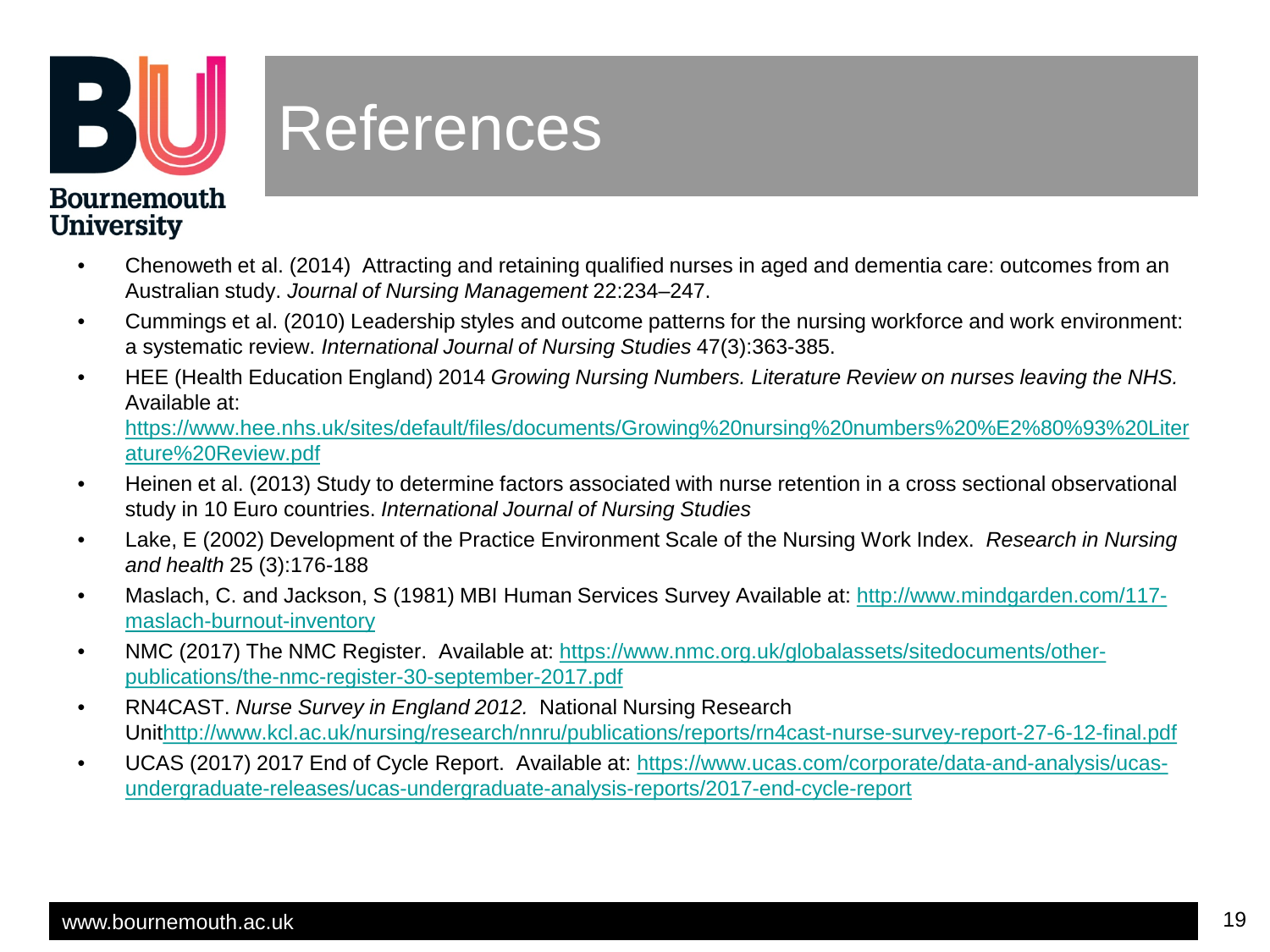# References

- Chenoweth et al. (2014) Attracting and retaining qualified nurses in aged and dementia care: outcomes from an Australian study. *Journal of Nursing Management* 22:234–247.
- Cummings et al. (2010) Leadership styles and outcome patterns for the nursing workforce and work environment: a systematic review. *International Journal of Nursing Studies* 47(3):363-385.
- HEE (Health Education England) 2014 *Growing Nursing Numbers. Literature Review on nurses leaving the NHS.* Available at: https://www.hee.nhs.uk/sites/default/files/documents/Growing%20nursing%20numbers%20%E2%80%93%20Literature%20Review.pdf
- Heinen et al. (2013) Study to determine factors associated with nurse retention in a cross sectional observational study in 10 Euro countries. *International Journal of Nursing Studies*
- Lake, E (2002) Development of the Practice Environment Scale of the Nursing Work Index. *Research in Nursing and health* 25 (3):176-188
- Maslach, C. and Jackson, S (1981) MBI Human Services Survey Available at: http://www.mindgarden.com/117-maslach-burnout-inventory
- NMC (2017) The NMC Register. Available at: https://www.nmc.org.uk/globalassets/sitedocuments/other-publications/the-nmc-register-30-september-2017.pdf
- RN4CAST. *Nurse Survey in England 2012.* National Nursing Research Unithttp://www.kcl.ac.uk/nursing/research/nnru/publications/reports/rn4cast-nurse-survey-report-27-6-12-final.pdf
- UCAS (2017) 2017 End of Cycle Report. Available at: https://www.ucas.com/corporate/data-and-analysis/ucas-undergraduate-releases/ucas-undergraduate-analysis-reports/2017-end-cycle-report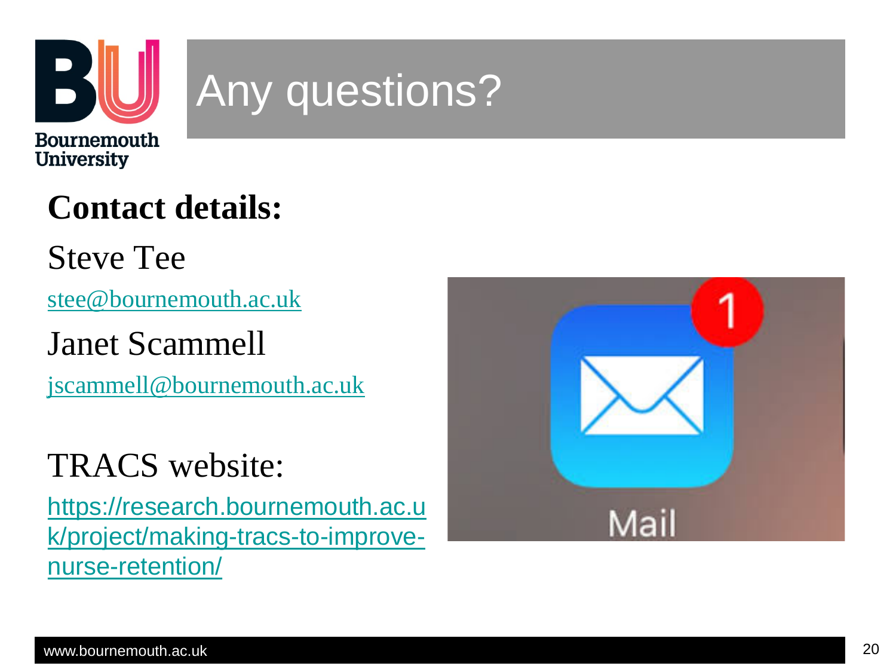# Any questions?

**Contact details:**

Steve Tee

stee@bournemouth.ac.uk

Janet Scammell

jscammell@bournemouth.ac.uk

TRACS website:

https://research.bournemouth.ac.uk/project/making-tracs-to-improve-nurse-retention/